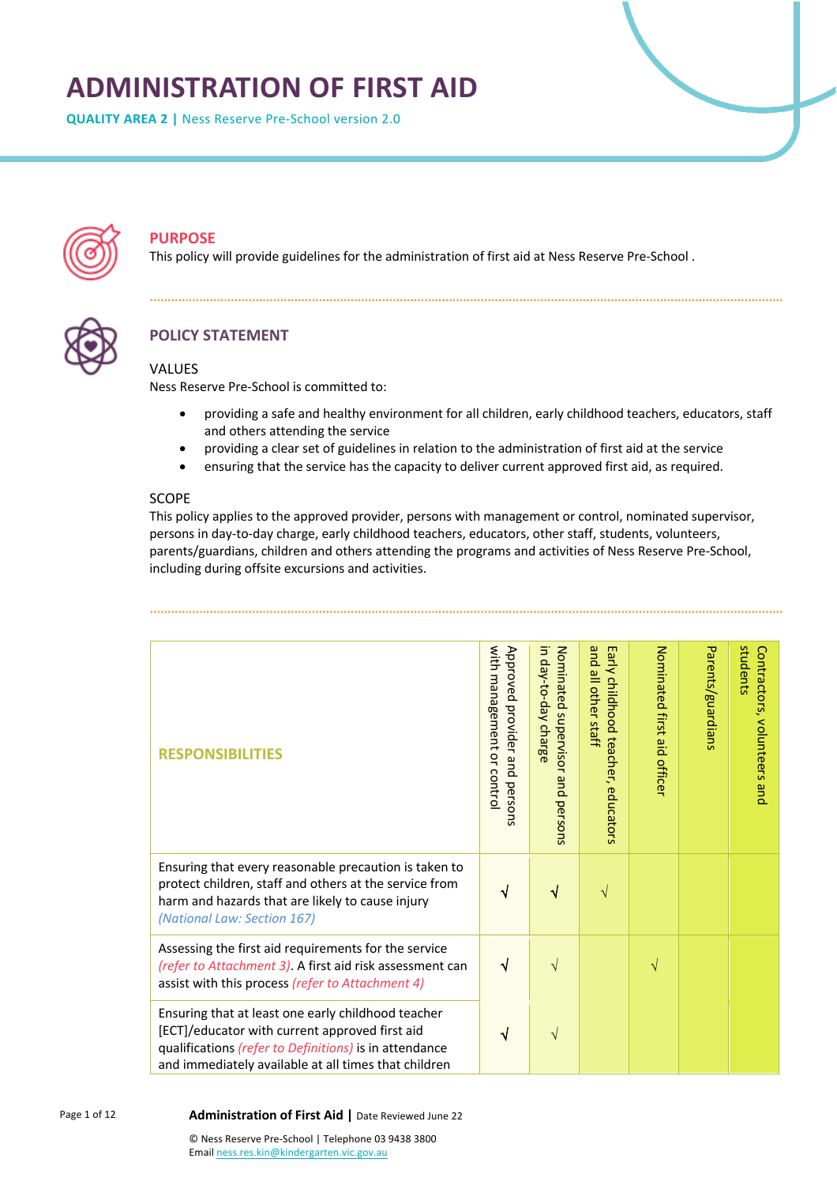# ADMINISTRATION OF FIRST AID

**QUALITY AREA 2 |** Ness Reserve Pre-School version 2.0

## PURPOSE

This policy will provide guidelines for the administration of first aid at Ness Reserve Pre-School .

## POLICY STATEMENT

### VALUES

Ness Reserve Pre-School is committed to:

- providing a safe and healthy environment for all children, early childhood teachers, educators, staff and others attending the service
- providing a clear set of guidelines in relation to the administration of first aid at the service
- ensuring that the service has the capacity to deliver current approved first aid, as required.

### SCOPE

This policy applies to the approved provider, persons with management or control, nominated supervisor, persons in day-to-day charge, early childhood teachers, educators, other staff, students, volunteers, parents/guardians, children and others attending the programs and activities of Ness Reserve Pre-School, including during offsite excursions and activities.

| RESPONSIBILITIES | Approved provider and persons with management or control | Nominated supervisor and persons in day-to-day charge | Early childhood teacher, educators and all other staff | Nominated first aid officer | Parents/guardians | Contractors, volunteers and students |
|---|---|---|---|---|---|---|
| Ensuring that every reasonable precaution is taken to protect children, staff and others at the service from harm and hazards that are likely to cause injury *(National Law: Section 167)* | √ | √ | √ | | | |
| Assessing the first aid requirements for the service *(refer to Attachment 3)*. A first aid risk assessment can assist with this process *(refer to Attachment 4)* | √ | √ | | √ | | |
| Ensuring that at least one early childhood teacher [ECT]/educator with current approved first aid qualifications *(refer to Definitions)* is in attendance and immediately available at all times that children | √ | √ | | | | |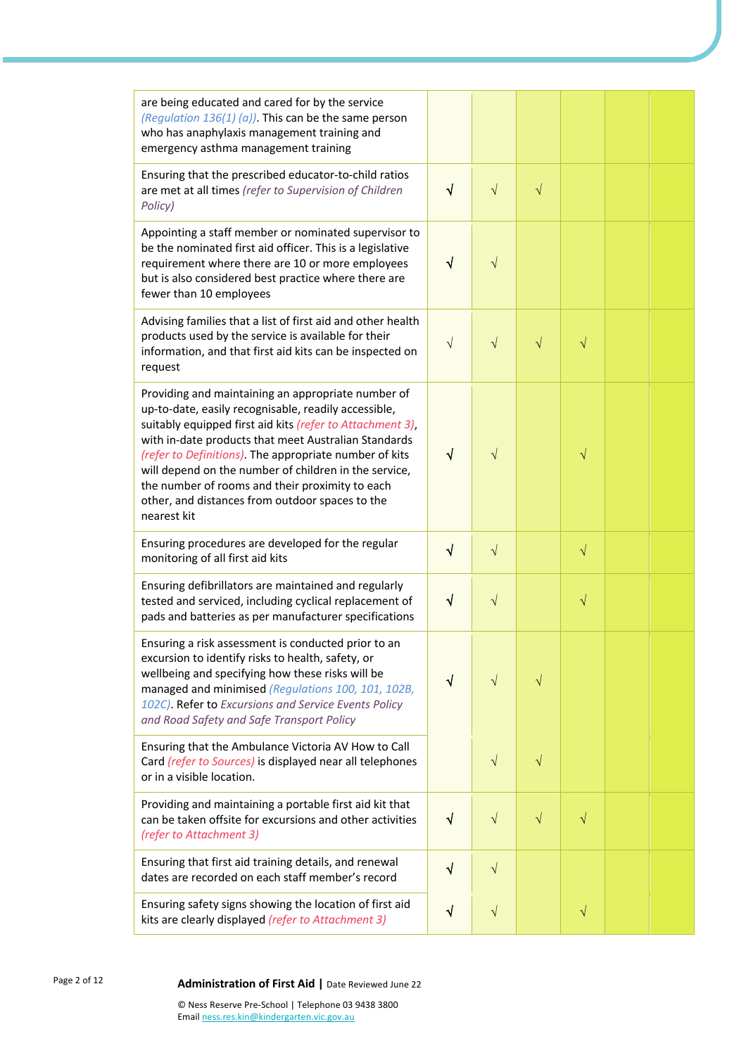| | | | | | | |
|---|---|---|---|---|---|---|
| are being educated and cared for by the service *(Regulation 136(1) (a))*. This can be the same person who has anaphylaxis management training and emergency asthma management training | | | | | | |
| Ensuring that the prescribed educator-to-child ratios are met at all times *(refer to Supervision of Children Policy)* | √ | √ | √ | | | |
| Appointing a staff member or nominated supervisor to be the nominated first aid officer. This is a legislative requirement where there are 10 or more employees but is also considered best practice where there are fewer than 10 employees | √ | √ | | | | |
| Advising families that a list of first aid and other health products used by the service is available for their information, and that first aid kits can be inspected on request | √ | √ | √ | √ | | |
| Providing and maintaining an appropriate number of up-to-date, easily recognisable, readily accessible, suitably equipped first aid kits *(refer to Attachment 3)*, with in-date products that meet Australian Standards *(refer to Definitions)*. The appropriate number of kits will depend on the number of children in the service, the number of rooms and their proximity to each other, and distances from outdoor spaces to the nearest kit | √ | √ | | √ | | |
| Ensuring procedures are developed for the regular monitoring of all first aid kits | √ | √ | | √ | | |
| Ensuring defibrillators are maintained and regularly tested and serviced, including cyclical replacement of pads and batteries as per manufacturer specifications | √ | √ | | √ | | |
| Ensuring a risk assessment is conducted prior to an excursion to identify risks to health, safety, or wellbeing and specifying how these risks will be managed and minimised *(Regulations 100, 101, 102B, 102C)*. Refer to *Excursions and Service Events Policy and Road Safety and Safe Transport Policy* | √ | √ | √ | | | |
| Ensuring that the Ambulance Victoria AV How to Call Card *(refer to Sources)* is displayed near all telephones or in a visible location. | | √ | √ | | | |
| Providing and maintaining a portable first aid kit that can be taken offsite for excursions and other activities *(refer to Attachment 3)* | √ | √ | √ | √ | | |
| Ensuring that first aid training details, and renewal dates are recorded on each staff member's record | √ | √ | | | | |
| Ensuring safety signs showing the location of first aid kits are clearly displayed *(refer to Attachment 3)* | √ | √ | | √ | | |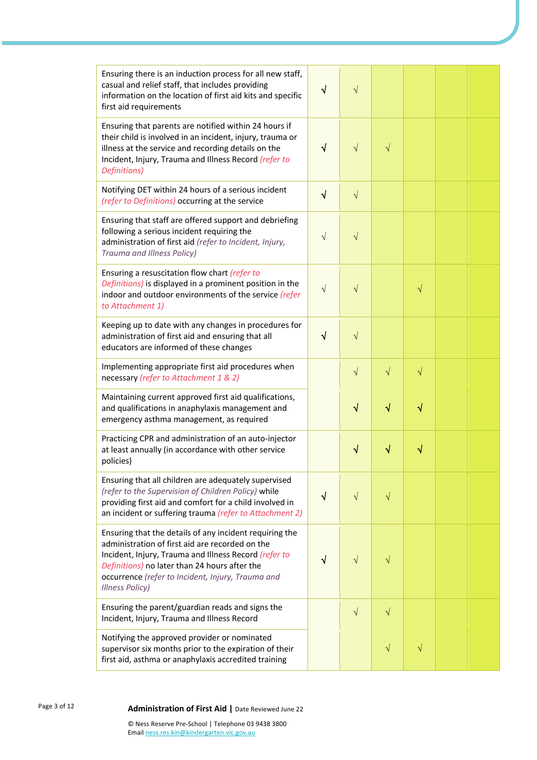| | | | | | | |
|---|---|---|---|---|---|---|
| Ensuring there is an induction process for all new staff, casual and relief staff, that includes providing information on the location of first aid kits and specific first aid requirements | √ | √ | | | | |
| Ensuring that parents are notified within 24 hours if their child is involved in an incident, injury, trauma or illness at the service and recording details on the Incident, Injury, Trauma and Illness Record *(refer to Definitions)* | √ | √ | √ | | | |
| Notifying DET within 24 hours of a serious incident *(refer to Definitions)* occurring at the service | √ | √ | | | | |
| Ensuring that staff are offered support and debriefing following a serious incident requiring the administration of first aid *(refer to Incident, Injury, Trauma and Illness Policy)* | √ | √ | | | | |
| Ensuring a resuscitation flow chart *(refer to Definitions)* is displayed in a prominent position in the indoor and outdoor environments of the service *(refer to Attachment 1)* | √ | √ | | √ | | |
| Keeping up to date with any changes in procedures for administration of first aid and ensuring that all educators are informed of these changes | √ | √ | | | | |
| Implementing appropriate first aid procedures when necessary *(refer to Attachment 1 & 2)* | | √ | √ | √ | | |
| Maintaining current approved first aid qualifications, and qualifications in anaphylaxis management and emergency asthma management, as required | | √ | √ | √ | | |
| Practicing CPR and administration of an auto-injector at least annually (in accordance with other service policies) | | √ | √ | √ | | |
| Ensuring that all children are adequately supervised *(refer to the Supervision of Children Policy)* while providing first aid and comfort for a child involved in an incident or suffering trauma *(refer to Attachment 2)* | √ | √ | √ | | | |
| Ensuring that the details of any incident requiring the administration of first aid are recorded on the Incident, Injury, Trauma and Illness Record *(refer to Definitions)* no later than 24 hours after the occurrence *(refer to Incident, Injury, Trauma and Illness Policy)* | √ | √ | √ | | | |
| Ensuring the parent/guardian reads and signs the Incident, Injury, Trauma and Illness Record | | √ | √ | | | |
| Notifying the approved provider or nominated supervisor six months prior to the expiration of their first aid, asthma or anaphylaxis accredited training | | | √ | √ | | |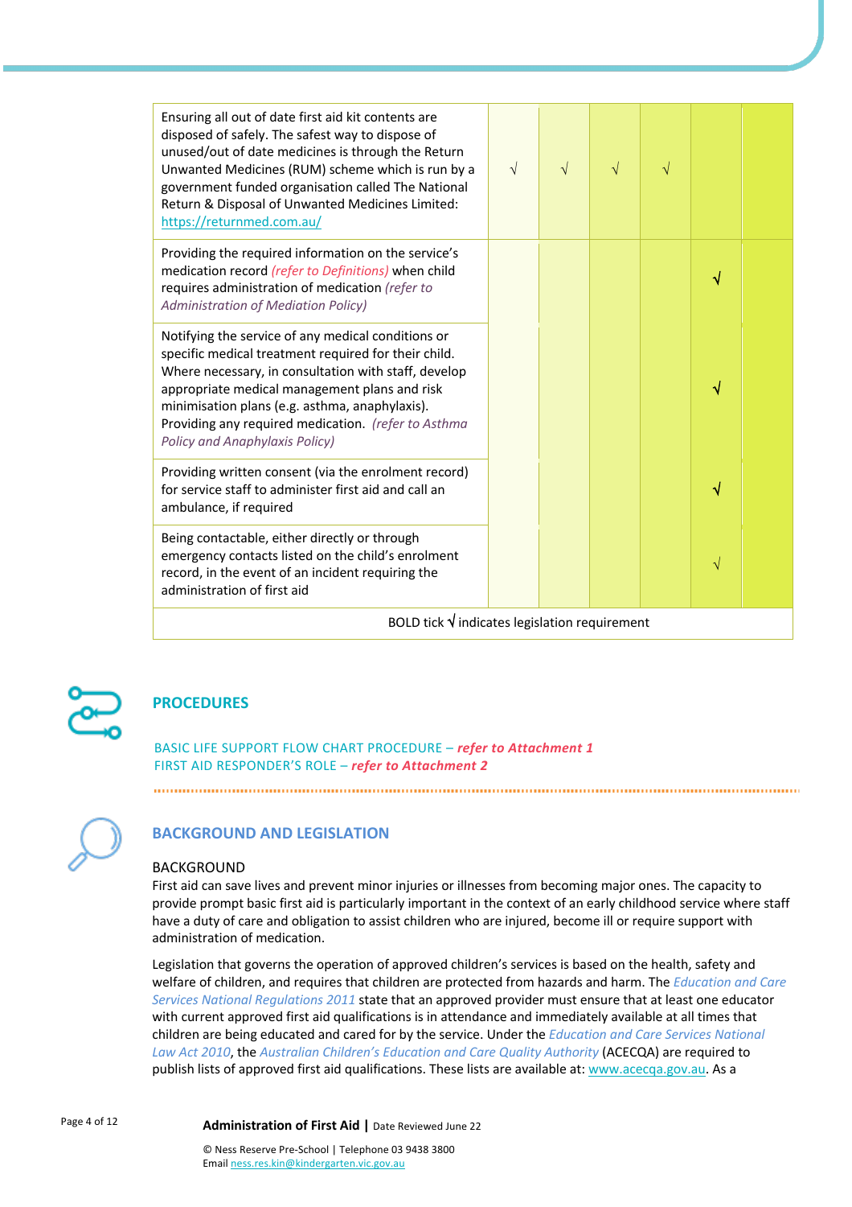| | | | | | | |
|---|---|---|---|---|---|---|
| Ensuring all out of date first aid kit contents are disposed of safely. The safest way to dispose of unused/out of date medicines is through the Return Unwanted Medicines (RUM) scheme which is run by a government funded organisation called The National Return & Disposal of Unwanted Medicines Limited: https://returnmed.com.au/ | √ | √ | √ | √ | | |
| Providing the required information on the service's medication record *(refer to Definitions)* when child requires administration of medication *(refer to Administration of Mediation Policy)* | | | | | **√** | |
| Notifying the service of any medical conditions or specific medical treatment required for their child. Where necessary, in consultation with staff, develop appropriate medical management plans and risk minimisation plans (e.g. asthma, anaphylaxis). Providing any required medication. *(refer to Asthma Policy and Anaphylaxis Policy)* | | | | | **√** | |
| Providing written consent (via the enrolment record) for service staff to administer first aid and call an ambulance, if required | | | | | **√** | |
| Being contactable, either directly or through emergency contacts listed on the child's enrolment record, in the event of an incident requiring the administration of first aid | | | | | √ | |
| BOLD tick √ indicates legislation requirement | | | | | | |

## PROCEDURES

BASIC LIFE SUPPORT FLOW CHART PROCEDURE – ***refer to Attachment 1***
FIRST AID RESPONDER'S ROLE – ***refer to Attachment 2***

## BACKGROUND AND LEGISLATION

### BACKGROUND

First aid can save lives and prevent minor injuries or illnesses from becoming major ones. The capacity to provide prompt basic first aid is particularly important in the context of an early childhood service where staff have a duty of care and obligation to assist children who are injured, become ill or require support with administration of medication.

Legislation that governs the operation of approved children's services is based on the health, safety and welfare of children, and requires that children are protected from hazards and harm. The *Education and Care Services National Regulations 2011* state that an approved provider must ensure that at least one educator with current approved first aid qualifications is in attendance and immediately available at all times that children are being educated and cared for by the service. Under the *Education and Care Services National Law Act 2010*, the *Australian Children's Education and Care Quality Authority* (ACECQA) are required to publish lists of approved first aid qualifications. These lists are available at: www.acecqa.gov.au. As a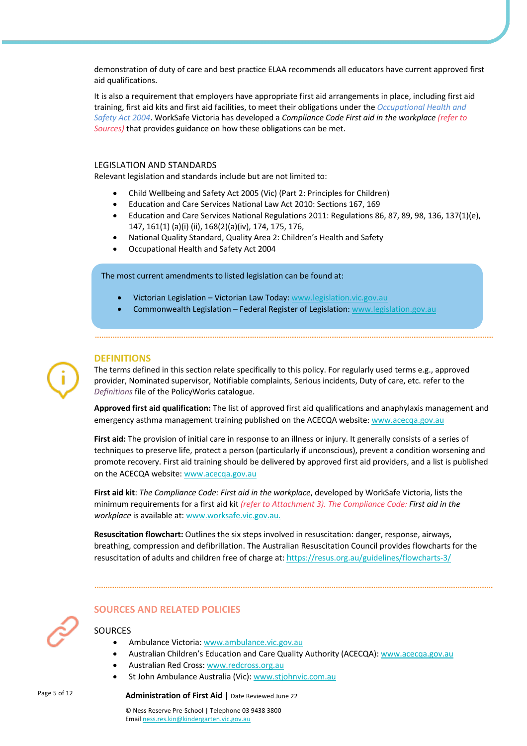demonstration of duty of care and best practice ELAA recommends all educators have current approved first aid qualifications.

It is also a requirement that employers have appropriate first aid arrangements in place, including first aid training, first aid kits and first aid facilities, to meet their obligations under the *Occupational Health and Safety Act 2004*. WorkSafe Victoria has developed a *Compliance Code First aid in the workplace* *(refer to Sources)* that provides guidance on how these obligations can be met.

### LEGISLATION AND STANDARDS

Relevant legislation and standards include but are not limited to:

- Child Wellbeing and Safety Act 2005 (Vic) (Part 2: Principles for Children)
- Education and Care Services National Law Act 2010: Sections 167, 169
- Education and Care Services National Regulations 2011: Regulations 86, 87, 89, 98, 136, 137(1)(e), 147, 161(1) (a)(i) (ii), 168(2)(a)(iv), 174, 175, 176,
- National Quality Standard, Quality Area 2: Children's Health and Safety
- Occupational Health and Safety Act 2004

The most current amendments to listed legislation can be found at:

- Victorian Legislation – Victorian Law Today: www.legislation.vic.gov.au
- Commonwealth Legislation – Federal Register of Legislation: www.legislation.gov.au

## DEFINITIONS

The terms defined in this section relate specifically to this policy. For regularly used terms e.g., approved provider, Nominated supervisor, Notifiable complaints, Serious incidents, Duty of care, etc. refer to the *Definitions* file of the PolicyWorks catalogue.

**Approved first aid qualification:** The list of approved first aid qualifications and anaphylaxis management and emergency asthma management training published on the ACECQA website: www.acecqa.gov.au

**First aid:** The provision of initial care in response to an illness or injury. It generally consists of a series of techniques to preserve life, protect a person (particularly if unconscious), prevent a condition worsening and promote recovery. First aid training should be delivered by approved first aid providers, and a list is published on the ACECQA website: www.acecqa.gov.au

**First aid kit**: *The Compliance Code: First aid in the workplace*, developed by WorkSafe Victoria, lists the minimum requirements for a first aid kit *(refer to Attachment 3). The Compliance Code: First aid in the workplace* is available at: www.worksafe.vic.gov.au.

**Resuscitation flowchart:** Outlines the six steps involved in resuscitation: danger, response, airways, breathing, compression and defibrillation. The Australian Resuscitation Council provides flowcharts for the resuscitation of adults and children free of charge at: https://resus.org.au/guidelines/flowcharts-3/

## SOURCES AND RELATED POLICIES

### SOURCES

- Ambulance Victoria: www.ambulance.vic.gov.au
- Australian Children's Education and Care Quality Authority (ACECQA): www.acecqa.gov.au
- Australian Red Cross: www.redcross.org.au
- St John Ambulance Australia (Vic): www.stjohnvic.com.au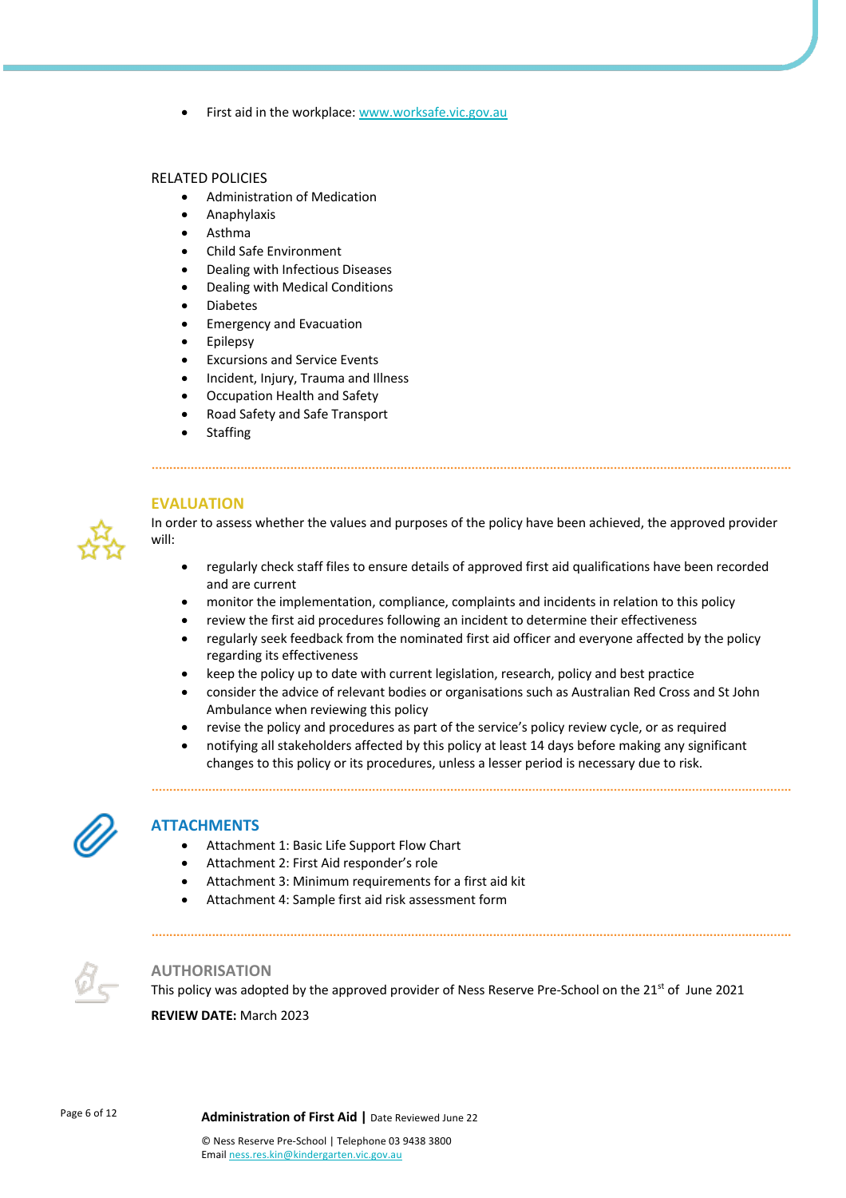- First aid in the workplace: [www.worksafe.vic.gov.au](http://www.worksafe.vic.gov.au)

RELATED POLICIES

- Administration of Medication
- Anaphylaxis
- Asthma
- Child Safe Environment
- Dealing with Infectious Diseases
- Dealing with Medical Conditions
- Diabetes
- Emergency and Evacuation
- Epilepsy
- Excursions and Service Events
- Incident, Injury, Trauma and Illness
- Occupation Health and Safety
- Road Safety and Safe Transport
- Staffing

## EVALUATION

In order to assess whether the values and purposes of the policy have been achieved, the approved provider will:

- regularly check staff files to ensure details of approved first aid qualifications have been recorded and are current
- monitor the implementation, compliance, complaints and incidents in relation to this policy
- review the first aid procedures following an incident to determine their effectiveness
- regularly seek feedback from the nominated first aid officer and everyone affected by the policy regarding its effectiveness
- keep the policy up to date with current legislation, research, policy and best practice
- consider the advice of relevant bodies or organisations such as Australian Red Cross and St John Ambulance when reviewing this policy
- revise the policy and procedures as part of the service's policy review cycle, or as required
- notifying all stakeholders affected by this policy at least 14 days before making any significant changes to this policy or its procedures, unless a lesser period is necessary due to risk.

## ATTACHMENTS

- Attachment 1: Basic Life Support Flow Chart
- Attachment 2: First Aid responder's role
- Attachment 3: Minimum requirements for a first aid kit
- Attachment 4: Sample first aid risk assessment form

## AUTHORISATION

This policy was adopted by the approved provider of Ness Reserve Pre-School on the 21st of June 2021

**REVIEW DATE:** March 2023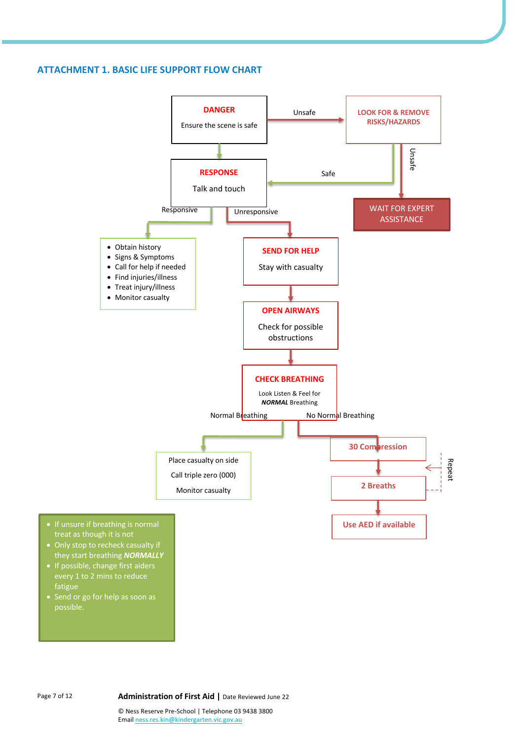## ATTACHMENT 1. BASIC LIFE SUPPORT FLOW CHART

**DANGER**

Ensure the scene is safe

Unsafe → **LOOK FOR & REMOVE RISKS/HAZARDS**

Unsafe → **WAIT FOR EXPERT ASSISTANCE**

Safe → **RESPONSE**

Talk and touch

Responsive:

- Obtain history
- Signs & Symptoms
- Call for help if needed
- Find injuries/illness
- Treat injury/illness
- Monitor casualty

Unresponsive:

**SEND FOR HELP**

Stay with casualty

**OPEN AIRWAYS**

Check for possible obstructions

**CHECK BREATHING**

Look Listen & Feel for ***NORMAL*** Breathing

Normal Breathing:

Place casualty on side

Call triple zero (000)

Monitor casualty

No Normal Breathing:

**30 Compression**

**2 Breaths**

Repeat

**Use AED if available**

- If unsure if breathing is normal treat as though it is not
- Only stop to recheck casualty if they start breathing ***NORMALLY***
- If possible, change first aiders every 1 to 2 mins to reduce fatigue
- Send or go for help as soon as possible.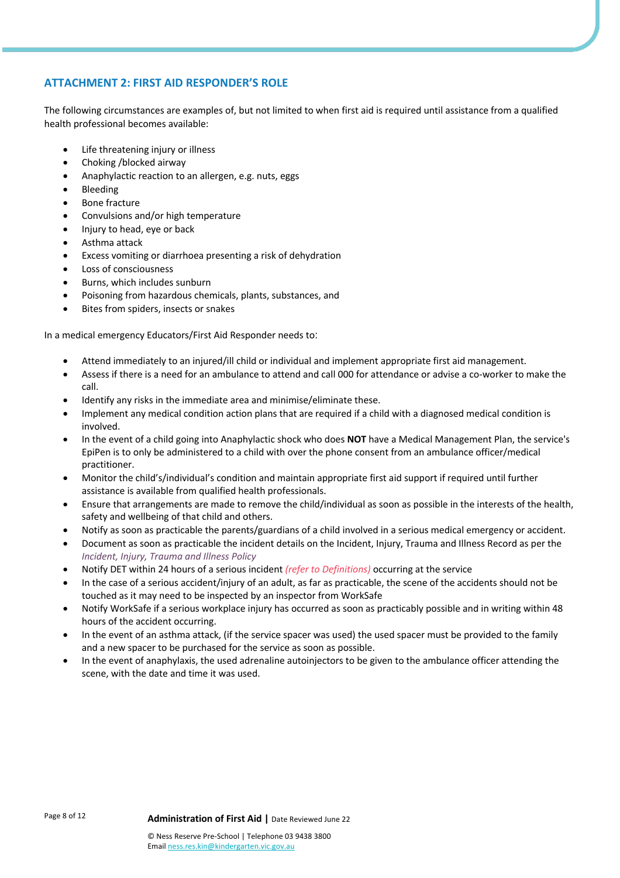## ATTACHMENT 2: FIRST AID RESPONDER'S ROLE

The following circumstances are examples of, but not limited to when first aid is required until assistance from a qualified health professional becomes available:

- Life threatening injury or illness
- Choking /blocked airway
- Anaphylactic reaction to an allergen, e.g. nuts, eggs
- Bleeding
- Bone fracture
- Convulsions and/or high temperature
- Injury to head, eye or back
- Asthma attack
- Excess vomiting or diarrhoea presenting a risk of dehydration
- Loss of consciousness
- Burns, which includes sunburn
- Poisoning from hazardous chemicals, plants, substances, and
- Bites from spiders, insects or snakes

In a medical emergency Educators/First Aid Responder needs to:

- Attend immediately to an injured/ill child or individual and implement appropriate first aid management.
- Assess if there is a need for an ambulance to attend and call 000 for attendance or advise a co-worker to make the call.
- Identify any risks in the immediate area and minimise/eliminate these.
- Implement any medical condition action plans that are required if a child with a diagnosed medical condition is involved.
- In the event of a child going into Anaphylactic shock who does **NOT** have a Medical Management Plan, the service's EpiPen is to only be administered to a child with over the phone consent from an ambulance officer/medical practitioner.
- Monitor the child's/individual's condition and maintain appropriate first aid support if required until further assistance is available from qualified health professionals.
- Ensure that arrangements are made to remove the child/individual as soon as possible in the interests of the health, safety and wellbeing of that child and others.
- Notify as soon as practicable the parents/guardians of a child involved in a serious medical emergency or accident.
- Document as soon as practicable the incident details on the Incident, Injury, Trauma and Illness Record as per the *Incident, Injury, Trauma and Illness Policy*
- Notify DET within 24 hours of a serious incident *(refer to Definitions)* occurring at the service
- In the case of a serious accident/injury of an adult, as far as practicable, the scene of the accidents should not be touched as it may need to be inspected by an inspector from WorkSafe
- Notify WorkSafe if a serious workplace injury has occurred as soon as practicably possible and in writing within 48 hours of the accident occurring.
- In the event of an asthma attack, (if the service spacer was used) the used spacer must be provided to the family and a new spacer to be purchased for the service as soon as possible.
- In the event of anaphylaxis, the used adrenaline autoinjectors to be given to the ambulance officer attending the scene, with the date and time it was used.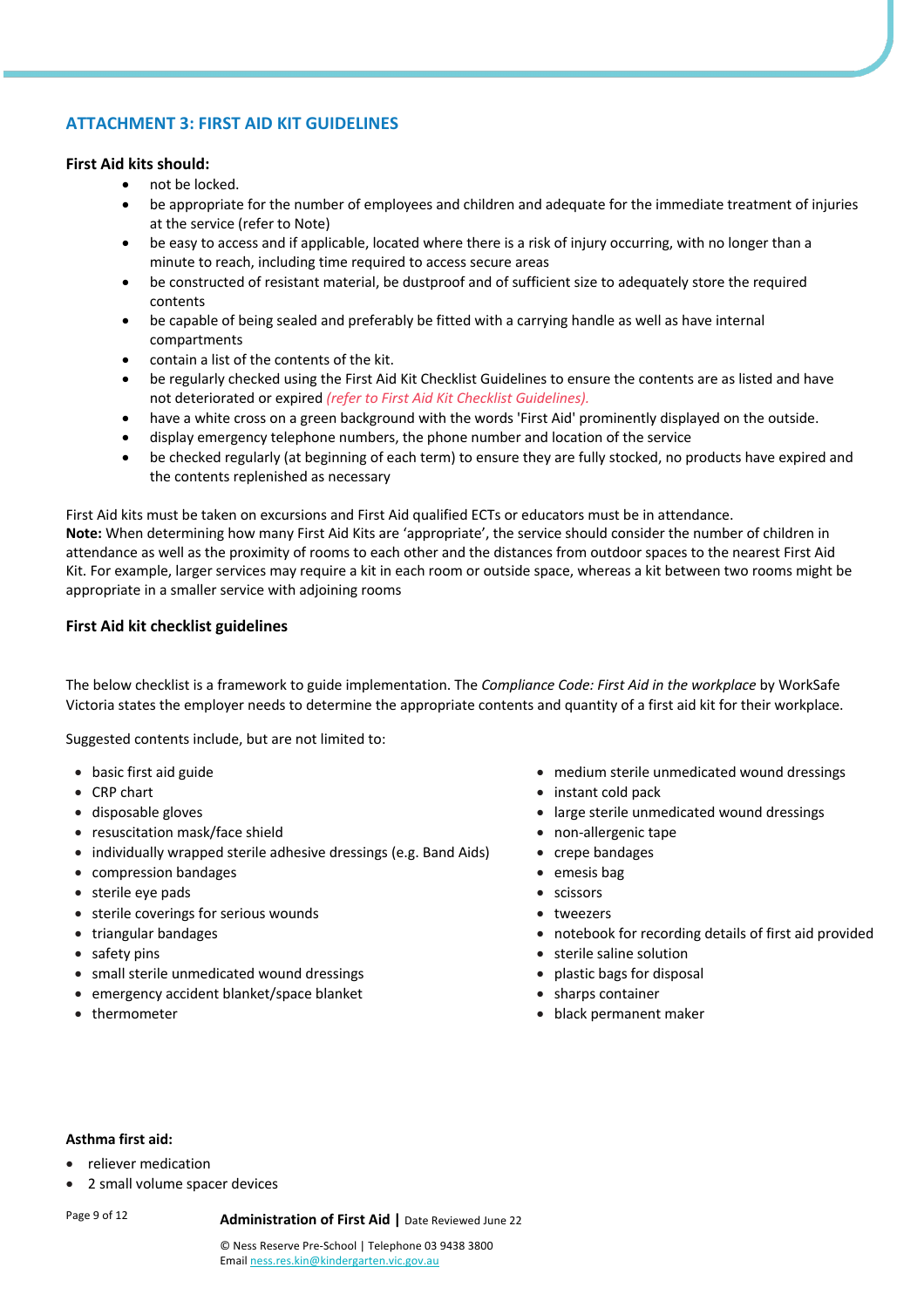## ATTACHMENT 3: FIRST AID KIT GUIDELINES

**First Aid kits should:**

- not be locked.
- be appropriate for the number of employees and children and adequate for the immediate treatment of injuries at the service (refer to Note)
- be easy to access and if applicable, located where there is a risk of injury occurring, with no longer than a minute to reach, including time required to access secure areas
- be constructed of resistant material, be dustproof and of sufficient size to adequately store the required contents
- be capable of being sealed and preferably be fitted with a carrying handle as well as have internal compartments
- contain a list of the contents of the kit.
- be regularly checked using the First Aid Kit Checklist Guidelines to ensure the contents are as listed and have not deteriorated or expired *(refer to First Aid Kit Checklist Guidelines).*
- have a white cross on a green background with the words 'First Aid' prominently displayed on the outside.
- display emergency telephone numbers, the phone number and location of the service
- be checked regularly (at beginning of each term) to ensure they are fully stocked, no products have expired and the contents replenished as necessary

First Aid kits must be taken on excursions and First Aid qualified ECTs or educators must be in attendance.
**Note:** When determining how many First Aid Kits are 'appropriate', the service should consider the number of children in attendance as well as the proximity of rooms to each other and the distances from outdoor spaces to the nearest First Aid Kit. For example, larger services may require a kit in each room or outside space, whereas a kit between two rooms might be appropriate in a smaller service with adjoining rooms

**First Aid kit checklist guidelines**

The below checklist is a framework to guide implementation. The *Compliance Code: First Aid in the workplace* by WorkSafe Victoria states the employer needs to determine the appropriate contents and quantity of a first aid kit for their workplace.

Suggested contents include, but are not limited to:

- basic first aid guide
- CRP chart
- disposable gloves
- resuscitation mask/face shield
- individually wrapped sterile adhesive dressings (e.g. Band Aids)
- compression bandages
- sterile eye pads
- sterile coverings for serious wounds
- triangular bandages
- safety pins
- small sterile unmedicated wound dressings
- emergency accident blanket/space blanket
- thermometer
- medium sterile unmedicated wound dressings
- instant cold pack
- large sterile unmedicated wound dressings
- non-allergenic tape
- crepe bandages
- emesis bag
- scissors
- tweezers
- notebook for recording details of first aid provided
- sterile saline solution
- plastic bags for disposal
- sharps container
- black permanent maker

**Asthma first aid:**

- reliever medication
- 2 small volume spacer devices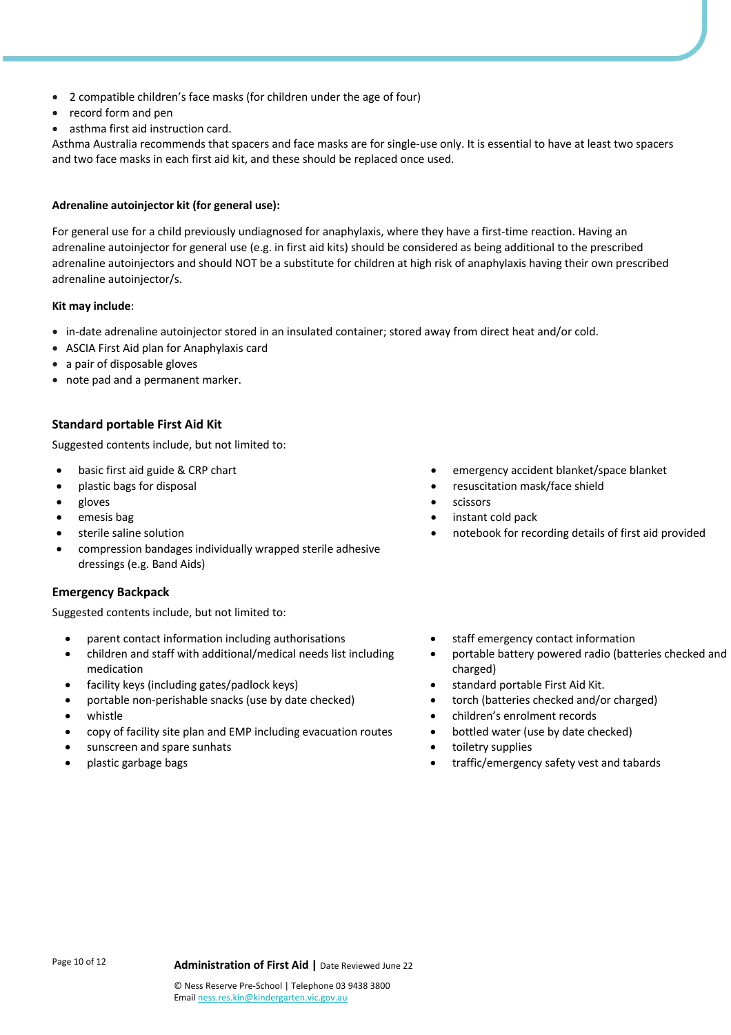- 2 compatible children's face masks (for children under the age of four)
- record form and pen
- asthma first aid instruction card.

Asthma Australia recommends that spacers and face masks are for single-use only. It is essential to have at least two spacers and two face masks in each first aid kit, and these should be replaced once used.

**Adrenaline autoinjector kit (for general use):**

For general use for a child previously undiagnosed for anaphylaxis, where they have a first-time reaction. Having an adrenaline autoinjector for general use (e.g. in first aid kits) should be considered as being additional to the prescribed adrenaline autoinjectors and should NOT be a substitute for children at high risk of anaphylaxis having their own prescribed adrenaline autoinjector/s.

**Kit may include**:

- in-date adrenaline autoinjector stored in an insulated container; stored away from direct heat and/or cold.
- ASCIA First Aid plan for Anaphylaxis card
- a pair of disposable gloves
- note pad and a permanent marker.

### Standard portable First Aid Kit

Suggested contents include, but not limited to:

- basic first aid guide & CRP chart
- plastic bags for disposal
- gloves
- emesis bag
- sterile saline solution
- compression bandages individually wrapped sterile adhesive dressings (e.g. Band Aids)
- emergency accident blanket/space blanket
- resuscitation mask/face shield
- scissors
- instant cold pack
- notebook for recording details of first aid provided

### Emergency Backpack

Suggested contents include, but not limited to:

- parent contact information including authorisations
- children and staff with additional/medical needs list including medication
- facility keys (including gates/padlock keys)
- portable non-perishable snacks (use by date checked)
- whistle
- copy of facility site plan and EMP including evacuation routes
- sunscreen and spare sunhats
- plastic garbage bags
- staff emergency contact information
- portable battery powered radio (batteries checked and charged)
- standard portable First Aid Kit.
- torch (batteries checked and/or charged)
- children's enrolment records
- bottled water (use by date checked)
- toiletry supplies
- traffic/emergency safety vest and tabards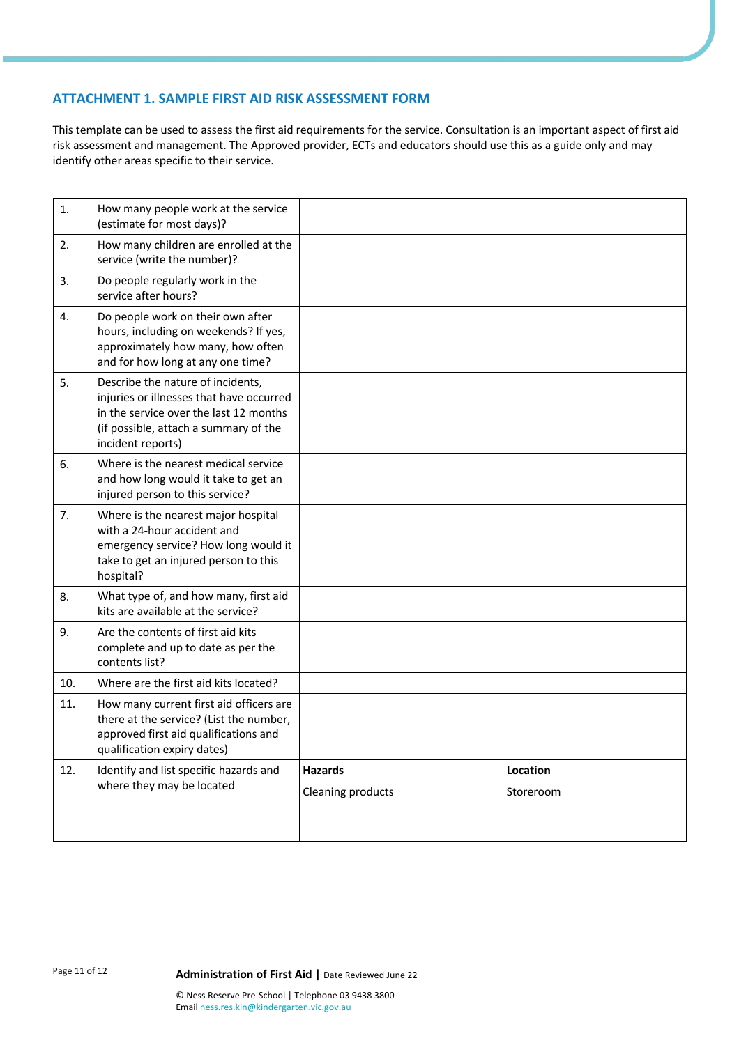## ATTACHMENT 1. SAMPLE FIRST AID RISK ASSESSMENT FORM

This template can be used to assess the first aid requirements for the service. Consultation is an important aspect of first aid risk assessment and management. The Approved provider, ECTs and educators should use this as a guide only and may identify other areas specific to their service.

| | | | |
|---|---|---|---|
| 1. | How many people work at the service (estimate for most days)? | | |
| 2. | How many children are enrolled at the service (write the number)? | | |
| 3. | Do people regularly work in the service after hours? | | |
| 4. | Do people work on their own after hours, including on weekends? If yes, approximately how many, how often and for how long at any one time? | | |
| 5. | Describe the nature of incidents, injuries or illnesses that have occurred in the service over the last 12 months (if possible, attach a summary of the incident reports) | | |
| 6. | Where is the nearest medical service and how long would it take to get an injured person to this service? | | |
| 7. | Where is the nearest major hospital with a 24-hour accident and emergency service? How long would it take to get an injured person to this hospital? | | |
| 8. | What type of, and how many, first aid kits are available at the service? | | |
| 9. | Are the contents of first aid kits complete and up to date as per the contents list? | | |
| 10. | Where are the first aid kits located? | | |
| 11. | How many current first aid officers are there at the service? (List the number, approved first aid qualifications and qualification expiry dates) | | |
| 12. | Identify and list specific hazards and where they may be located | **Hazards**<br>Cleaning products | **Location**<br>Storeroom |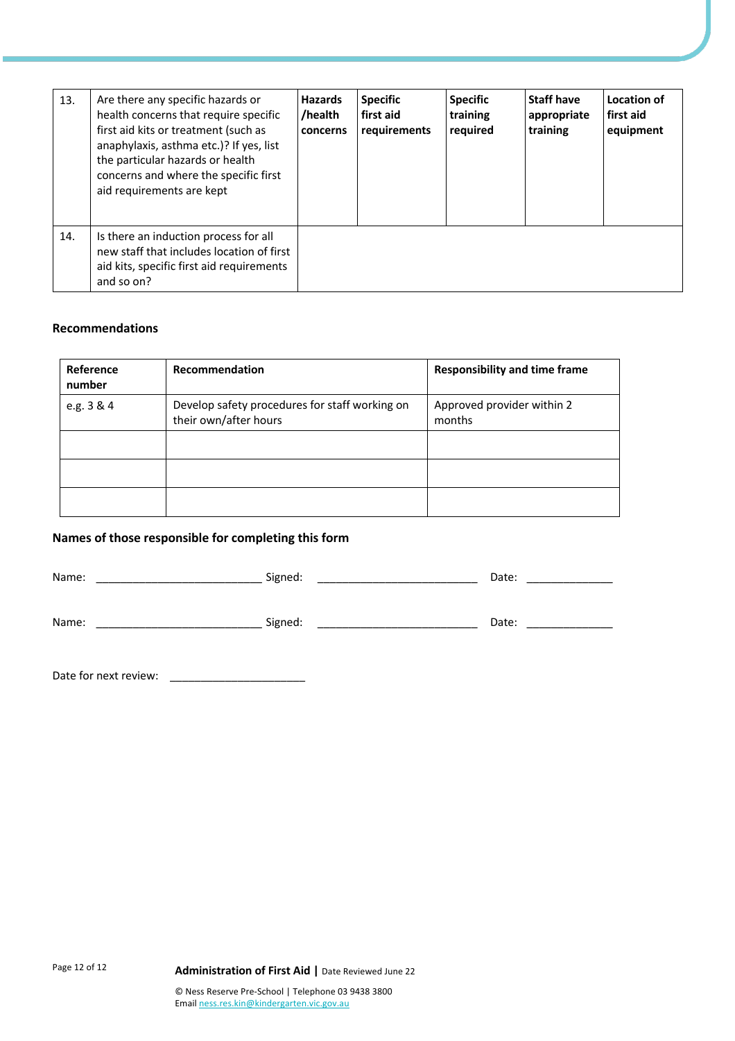| | | | | | | |
|---|---|---|---|---|---|---|
| 13. | Are there any specific hazards or health concerns that require specific first aid kits or treatment (such as anaphylaxis, asthma etc.)? If yes, list the particular hazards or health concerns and where the specific first aid requirements are kept | **Hazards /health concerns** | **Specific first aid requirements** | **Specific training required** | **Staff have appropriate training** | **Location of first aid equipment** |
| 14. | Is there an induction process for all new staff that includes location of first aid kits, specific first aid requirements and so on? | | | | | |

### Recommendations

| Reference number | Recommendation | Responsibility and time frame |
|---|---|---|
| e.g. 3 & 4 | Develop safety procedures for staff working on their own/after hours | Approved provider within 2 months |
| | | |
| | | |
| | | |

### Names of those responsible for completing this form

Name: ___________________________ Signed: __________________________ Date: ______________

Name: ___________________________ Signed: __________________________ Date: ______________

Date for next review: ______________________